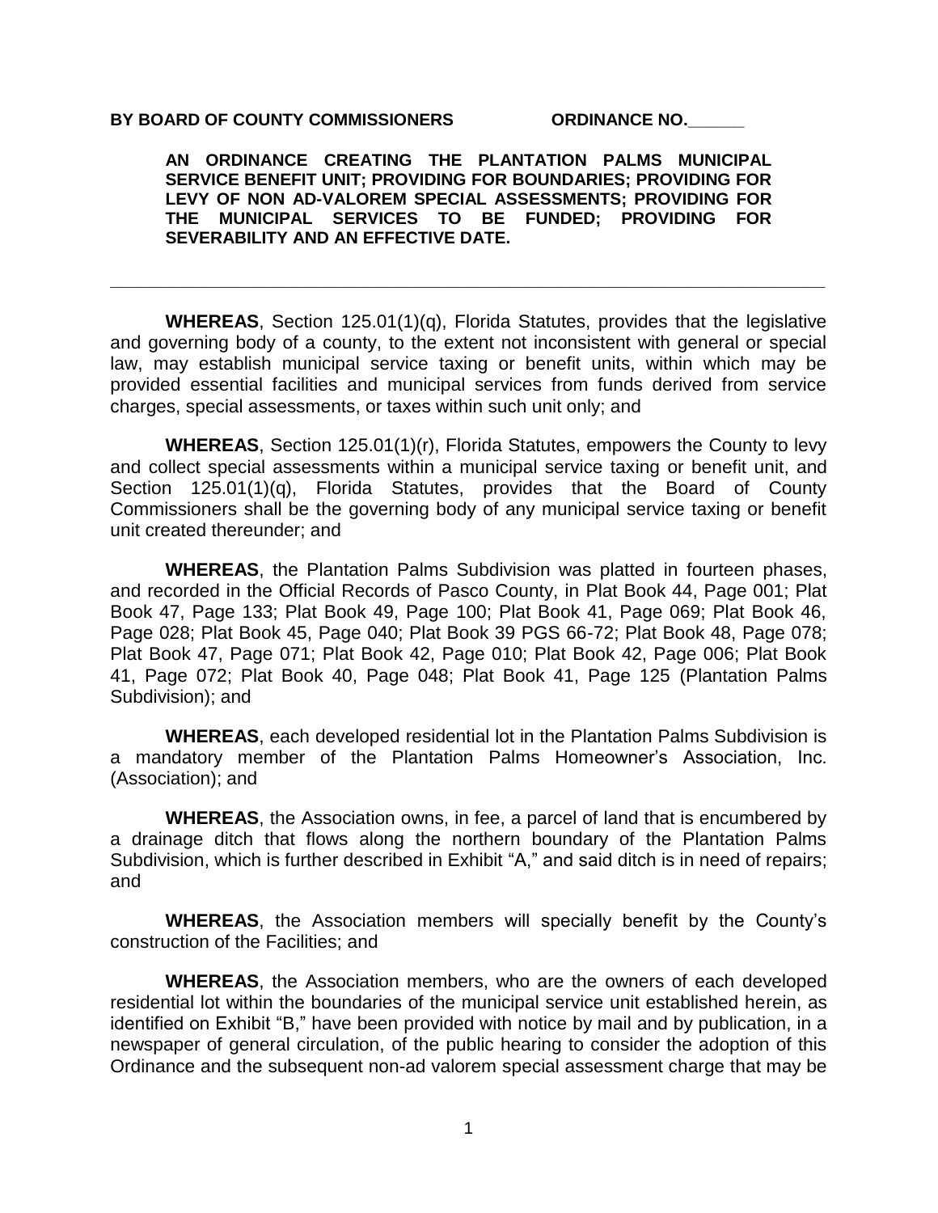**BY BOARD OF COUNTY COMMISSIONERS ORDINANCE NO.______**

**AN ORDINANCE CREATING THE PLANTATION PALMS MUNICIPAL SERVICE BENEFIT UNIT; PROVIDING FOR BOUNDARIES; PROVIDING FOR LEVY OF NON AD-VALOREM SPECIAL ASSESSMENTS; PROVIDING FOR THE MUNICIPAL SERVICES TO BE FUNDED; PROVIDING FOR SEVERABILITY AND AN EFFECTIVE DATE.**

---

**WHEREAS**, Section 125.01(1)(q), Florida Statutes, provides that the legislative and governing body of a county, to the extent not inconsistent with general or special law, may establish municipal service taxing or benefit units, within which may be provided essential facilities and municipal services from funds derived from service charges, special assessments, or taxes within such unit only; and

**WHEREAS**, Section 125.01(1)(r), Florida Statutes, empowers the County to levy and collect special assessments within a municipal service taxing or benefit unit, and Section 125.01(1)(q), Florida Statutes, provides that the Board of County Commissioners shall be the governing body of any municipal service taxing or benefit unit created thereunder; and

**WHEREAS**, the Plantation Palms Subdivision was platted in fourteen phases, and recorded in the Official Records of Pasco County, in Plat Book 44, Page 001; Plat Book 47, Page 133; Plat Book 49, Page 100; Plat Book 41, Page 069; Plat Book 46, Page 028; Plat Book 45, Page 040; Plat Book 39 PGS 66-72; Plat Book 48, Page 078; Plat Book 47, Page 071; Plat Book 42, Page 010; Plat Book 42, Page 006; Plat Book 41, Page 072; Plat Book 40, Page 048; Plat Book 41, Page 125 (Plantation Palms Subdivision); and

**WHEREAS**, each developed residential lot in the Plantation Palms Subdivision is a mandatory member of the Plantation Palms Homeowner's Association, Inc. (Association); and

**WHEREAS**, the Association owns, in fee, a parcel of land that is encumbered by a drainage ditch that flows along the northern boundary of the Plantation Palms Subdivision, which is further described in Exhibit "A," and said ditch is in need of repairs; and

**WHEREAS**, the Association members will specially benefit by the County's construction of the Facilities; and

**WHEREAS**, the Association members, who are the owners of each developed residential lot within the boundaries of the municipal service unit established herein, as identified on Exhibit "B," have been provided with notice by mail and by publication, in a newspaper of general circulation, of the public hearing to consider the adoption of this Ordinance and the subsequent non-ad valorem special assessment charge that may be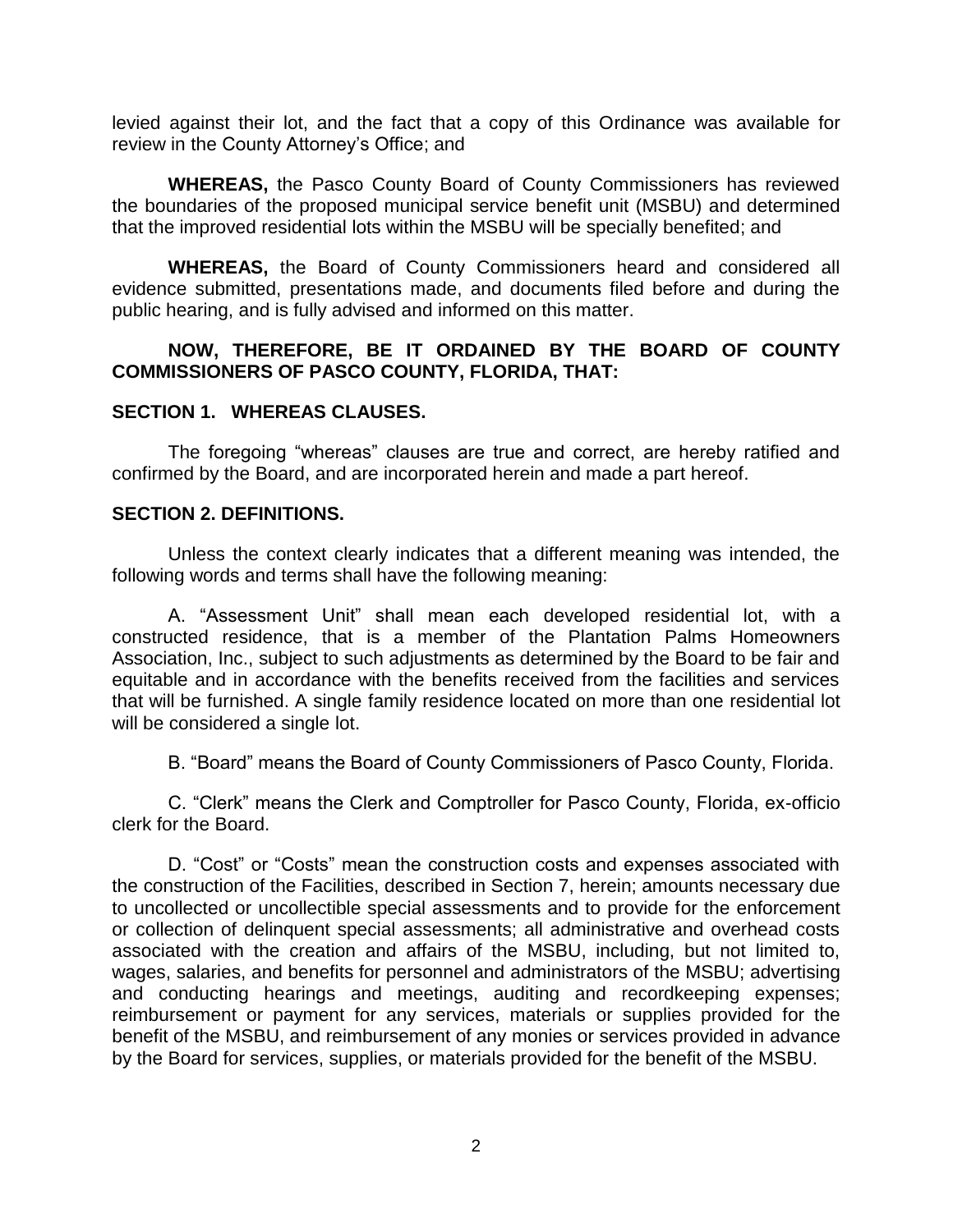levied against their lot, and the fact that a copy of this Ordinance was available for review in the County Attorney's Office; and

**WHEREAS,** the Pasco County Board of County Commissioners has reviewed the boundaries of the proposed municipal service benefit unit (MSBU) and determined that the improved residential lots within the MSBU will be specially benefited; and

**WHEREAS,** the Board of County Commissioners heard and considered all evidence submitted, presentations made, and documents filed before and during the public hearing, and is fully advised and informed on this matter.

**NOW, THEREFORE, BE IT ORDAINED BY THE BOARD OF COUNTY COMMISSIONERS OF PASCO COUNTY, FLORIDA, THAT:**

**SECTION 1. WHEREAS CLAUSES.**

The foregoing "whereas" clauses are true and correct, are hereby ratified and confirmed by the Board, and are incorporated herein and made a part hereof.

**SECTION 2. DEFINITIONS.**

Unless the context clearly indicates that a different meaning was intended, the following words and terms shall have the following meaning:

A. "Assessment Unit" shall mean each developed residential lot, with a constructed residence, that is a member of the Plantation Palms Homeowners Association, Inc., subject to such adjustments as determined by the Board to be fair and equitable and in accordance with the benefits received from the facilities and services that will be furnished. A single family residence located on more than one residential lot will be considered a single lot.

B. "Board" means the Board of County Commissioners of Pasco County, Florida.

C. "Clerk" means the Clerk and Comptroller for Pasco County, Florida, ex-officio clerk for the Board.

D. "Cost" or "Costs" mean the construction costs and expenses associated with the construction of the Facilities, described in Section 7, herein; amounts necessary due to uncollected or uncollectible special assessments and to provide for the enforcement or collection of delinquent special assessments; all administrative and overhead costs associated with the creation and affairs of the MSBU, including, but not limited to, wages, salaries, and benefits for personnel and administrators of the MSBU; advertising and conducting hearings and meetings, auditing and recordkeeping expenses; reimbursement or payment for any services, materials or supplies provided for the benefit of the MSBU, and reimbursement of any monies or services provided in advance by the Board for services, supplies, or materials provided for the benefit of the MSBU.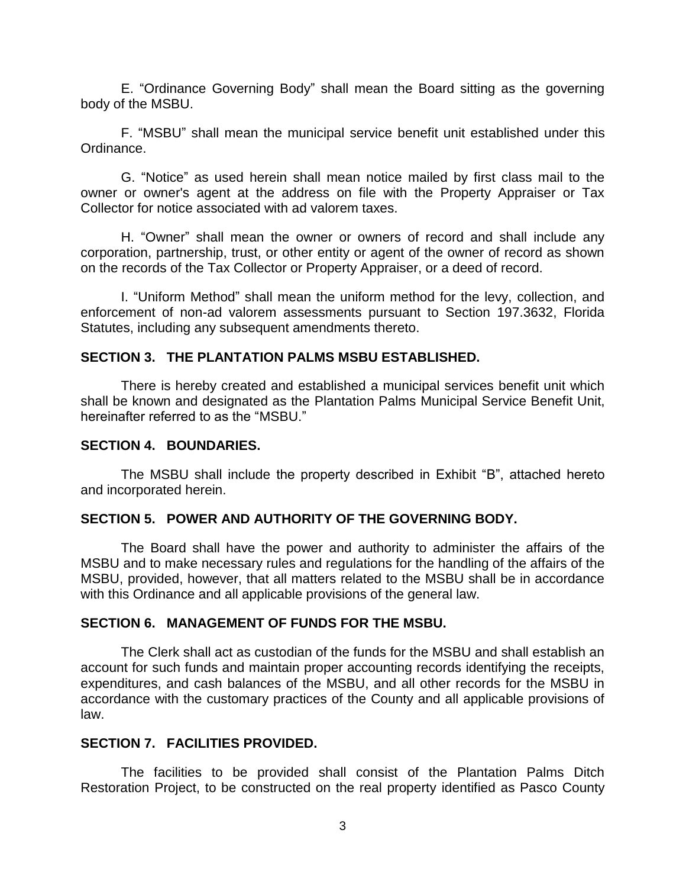E. “Ordinance Governing Body” shall mean the Board sitting as the governing body of the MSBU.

F. “MSBU” shall mean the municipal service benefit unit established under this Ordinance.

G. “Notice” as used herein shall mean notice mailed by first class mail to the owner or owner's agent at the address on file with the Property Appraiser or Tax Collector for notice associated with ad valorem taxes.

H. “Owner” shall mean the owner or owners of record and shall include any corporation, partnership, trust, or other entity or agent of the owner of record as shown on the records of the Tax Collector or Property Appraiser, or a deed of record.

I. “Uniform Method” shall mean the uniform method for the levy, collection, and enforcement of non-ad valorem assessments pursuant to Section 197.3632, Florida Statutes, including any subsequent amendments thereto.

**SECTION 3. THE PLANTATION PALMS MSBU ESTABLISHED.**

There is hereby created and established a municipal services benefit unit which shall be known and designated as the Plantation Palms Municipal Service Benefit Unit, hereinafter referred to as the “MSBU.”

**SECTION 4. BOUNDARIES.**

The MSBU shall include the property described in Exhibit “B”, attached hereto and incorporated herein.

**SECTION 5. POWER AND AUTHORITY OF THE GOVERNING BODY.**

The Board shall have the power and authority to administer the affairs of the MSBU and to make necessary rules and regulations for the handling of the affairs of the MSBU, provided, however, that all matters related to the MSBU shall be in accordance with this Ordinance and all applicable provisions of the general law.

**SECTION 6. MANAGEMENT OF FUNDS FOR THE MSBU.**

The Clerk shall act as custodian of the funds for the MSBU and shall establish an account for such funds and maintain proper accounting records identifying the receipts, expenditures, and cash balances of the MSBU, and all other records for the MSBU in accordance with the customary practices of the County and all applicable provisions of law.

**SECTION 7. FACILITIES PROVIDED.**

The facilities to be provided shall consist of the Plantation Palms Ditch Restoration Project, to be constructed on the real property identified as Pasco County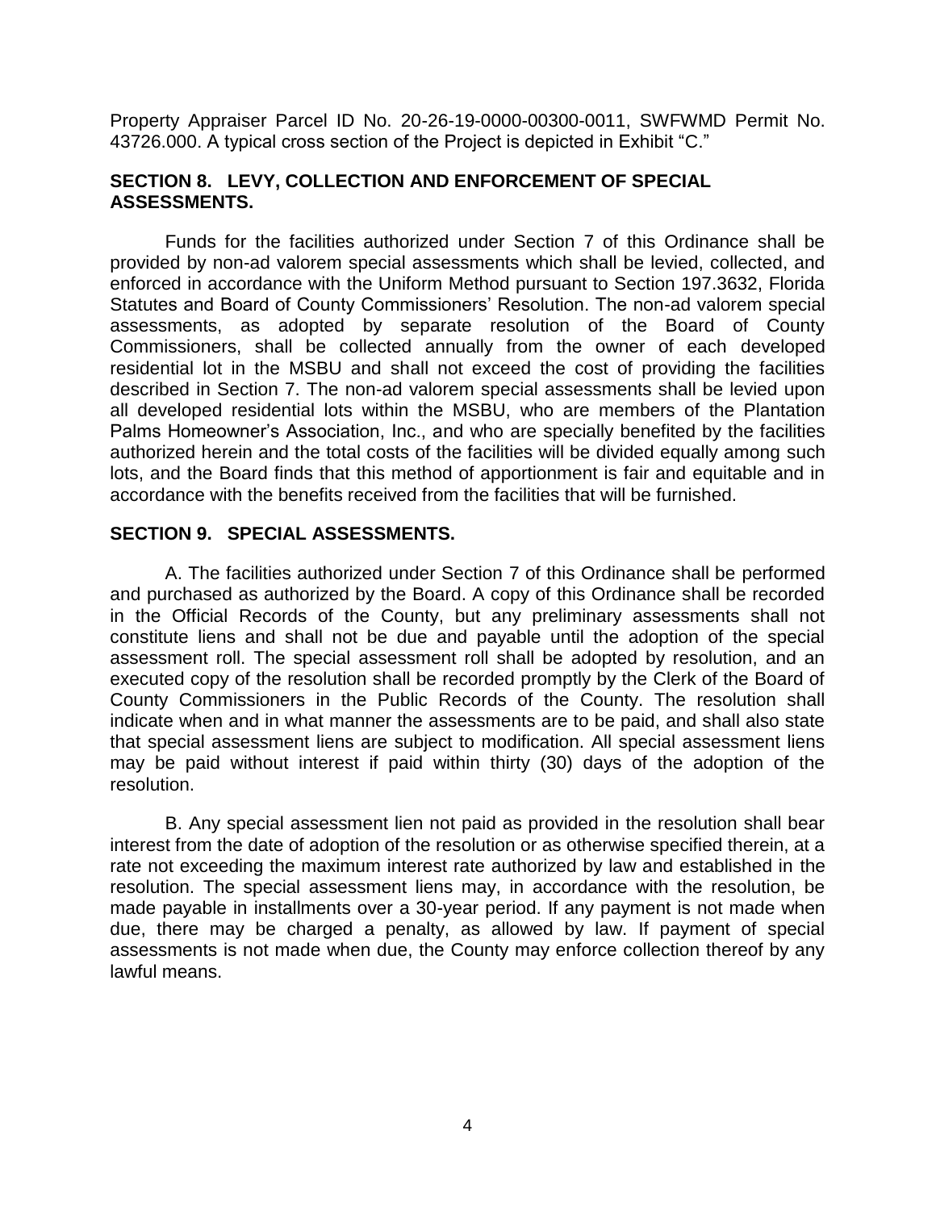Property Appraiser Parcel ID No. 20-26-19-0000-00300-0011, SWFWMD Permit No. 43726.000. A typical cross section of the Project is depicted in Exhibit "C."

## SECTION 8. LEVY, COLLECTION AND ENFORCEMENT OF SPECIAL ASSESSMENTS.

Funds for the facilities authorized under Section 7 of this Ordinance shall be provided by non-ad valorem special assessments which shall be levied, collected, and enforced in accordance with the Uniform Method pursuant to Section 197.3632, Florida Statutes and Board of County Commissioners' Resolution. The non-ad valorem special assessments, as adopted by separate resolution of the Board of County Commissioners, shall be collected annually from the owner of each developed residential lot in the MSBU and shall not exceed the cost of providing the facilities described in Section 7. The non-ad valorem special assessments shall be levied upon all developed residential lots within the MSBU, who are members of the Plantation Palms Homeowner's Association, Inc., and who are specially benefited by the facilities authorized herein and the total costs of the facilities will be divided equally among such lots, and the Board finds that this method of apportionment is fair and equitable and in accordance with the benefits received from the facilities that will be furnished.

## SECTION 9. SPECIAL ASSESSMENTS.

A. The facilities authorized under Section 7 of this Ordinance shall be performed and purchased as authorized by the Board. A copy of this Ordinance shall be recorded in the Official Records of the County, but any preliminary assessments shall not constitute liens and shall not be due and payable until the adoption of the special assessment roll. The special assessment roll shall be adopted by resolution, and an executed copy of the resolution shall be recorded promptly by the Clerk of the Board of County Commissioners in the Public Records of the County. The resolution shall indicate when and in what manner the assessments are to be paid, and shall also state that special assessment liens are subject to modification. All special assessment liens may be paid without interest if paid within thirty (30) days of the adoption of the resolution.

B. Any special assessment lien not paid as provided in the resolution shall bear interest from the date of adoption of the resolution or as otherwise specified therein, at a rate not exceeding the maximum interest rate authorized by law and established in the resolution. The special assessment liens may, in accordance with the resolution, be made payable in installments over a 30-year period. If any payment is not made when due, there may be charged a penalty, as allowed by law. If payment of special assessments is not made when due, the County may enforce collection thereof by any lawful means.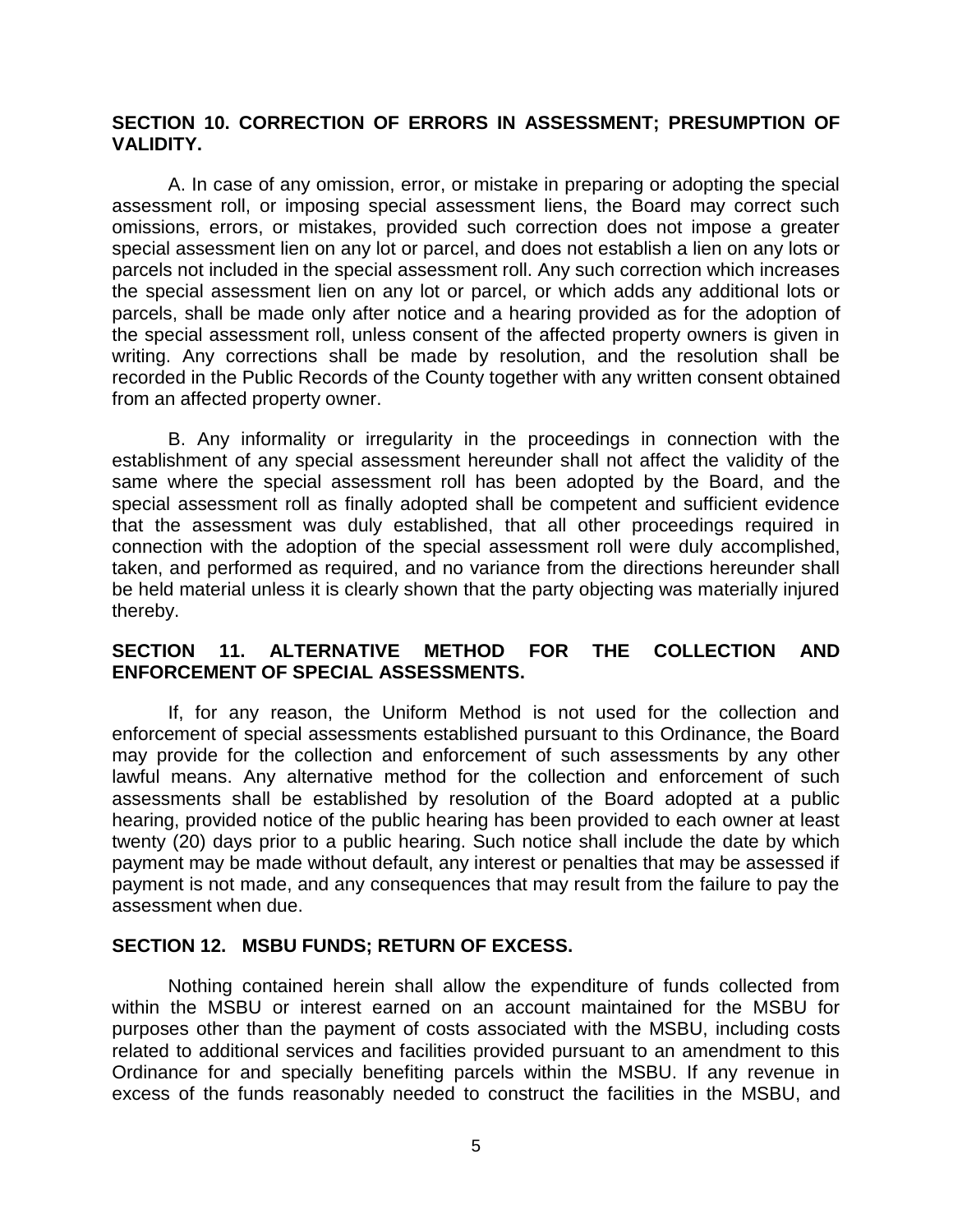## SECTION 10. CORRECTION OF ERRORS IN ASSESSMENT; PRESUMPTION OF VALIDITY.

A. In case of any omission, error, or mistake in preparing or adopting the special assessment roll, or imposing special assessment liens, the Board may correct such omissions, errors, or mistakes, provided such correction does not impose a greater special assessment lien on any lot or parcel, and does not establish a lien on any lots or parcels not included in the special assessment roll. Any such correction which increases the special assessment lien on any lot or parcel, or which adds any additional lots or parcels, shall be made only after notice and a hearing provided as for the adoption of the special assessment roll, unless consent of the affected property owners is given in writing. Any corrections shall be made by resolution, and the resolution shall be recorded in the Public Records of the County together with any written consent obtained from an affected property owner.

B. Any informality or irregularity in the proceedings in connection with the establishment of any special assessment hereunder shall not affect the validity of the same where the special assessment roll has been adopted by the Board, and the special assessment roll as finally adopted shall be competent and sufficient evidence that the assessment was duly established, that all other proceedings required in connection with the adoption of the special assessment roll were duly accomplished, taken, and performed as required, and no variance from the directions hereunder shall be held material unless it is clearly shown that the party objecting was materially injured thereby.

## SECTION 11. ALTERNATIVE METHOD FOR THE COLLECTION AND ENFORCEMENT OF SPECIAL ASSESSMENTS.

If, for any reason, the Uniform Method is not used for the collection and enforcement of special assessments established pursuant to this Ordinance, the Board may provide for the collection and enforcement of such assessments by any other lawful means. Any alternative method for the collection and enforcement of such assessments shall be established by resolution of the Board adopted at a public hearing, provided notice of the public hearing has been provided to each owner at least twenty (20) days prior to a public hearing. Such notice shall include the date by which payment may be made without default, any interest or penalties that may be assessed if payment is not made, and any consequences that may result from the failure to pay the assessment when due.

## SECTION 12. MSBU FUNDS; RETURN OF EXCESS.

Nothing contained herein shall allow the expenditure of funds collected from within the MSBU or interest earned on an account maintained for the MSBU for purposes other than the payment of costs associated with the MSBU, including costs related to additional services and facilities provided pursuant to an amendment to this Ordinance for and specially benefiting parcels within the MSBU. If any revenue in excess of the funds reasonably needed to construct the facilities in the MSBU, and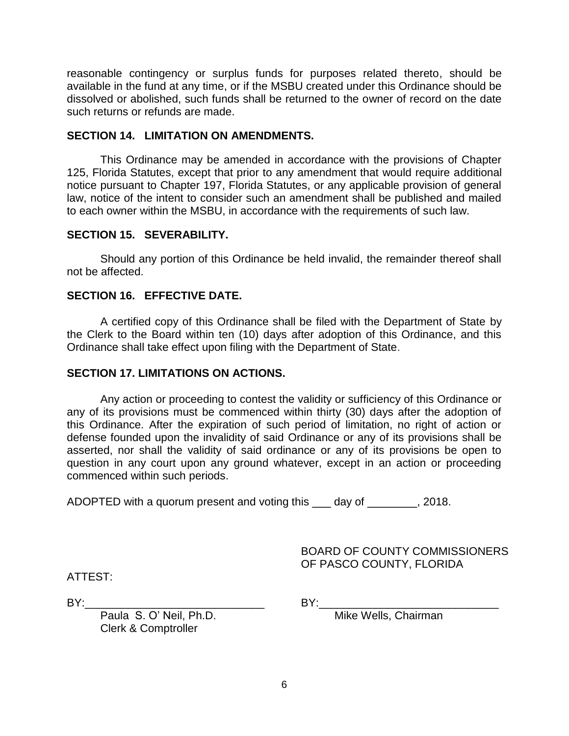reasonable contingency or surplus funds for purposes related thereto, should be available in the fund at any time, or if the MSBU created under this Ordinance should be dissolved or abolished, such funds shall be returned to the owner of record on the date such returns or refunds are made.

**SECTION 14. LIMITATION ON AMENDMENTS.**

This Ordinance may be amended in accordance with the provisions of Chapter 125, Florida Statutes, except that prior to any amendment that would require additional notice pursuant to Chapter 197, Florida Statutes, or any applicable provision of general law, notice of the intent to consider such an amendment shall be published and mailed to each owner within the MSBU, in accordance with the requirements of such law.

**SECTION 15. SEVERABILITY.**

Should any portion of this Ordinance be held invalid, the remainder thereof shall not be affected.

**SECTION 16. EFFECTIVE DATE.**

A certified copy of this Ordinance shall be filed with the Department of State by the Clerk to the Board within ten (10) days after adoption of this Ordinance, and this Ordinance shall take effect upon filing with the Department of State.

**SECTION 17. LIMITATIONS ON ACTIONS.**

Any action or proceeding to contest the validity or sufficiency of this Ordinance or any of its provisions must be commenced within thirty (30) days after the adoption of this Ordinance. After the expiration of such period of limitation, no right of action or defense founded upon the invalidity of said Ordinance or any of its provisions shall be asserted, nor shall the validity of said ordinance or any of its provisions be open to question in any court upon any ground whatever, except in an action or proceeding commenced within such periods.

ADOPTED with a quorum present and voting this ___ day of ________, 2018.

BOARD OF COUNTY COMMISSIONERS
OF PASCO COUNTY, FLORIDA

ATTEST:

BY:_____________________________
Paula S. O' Neil, Ph.D.
Clerk & Comptroller

BY:_____________________________
Mike Wells, Chairman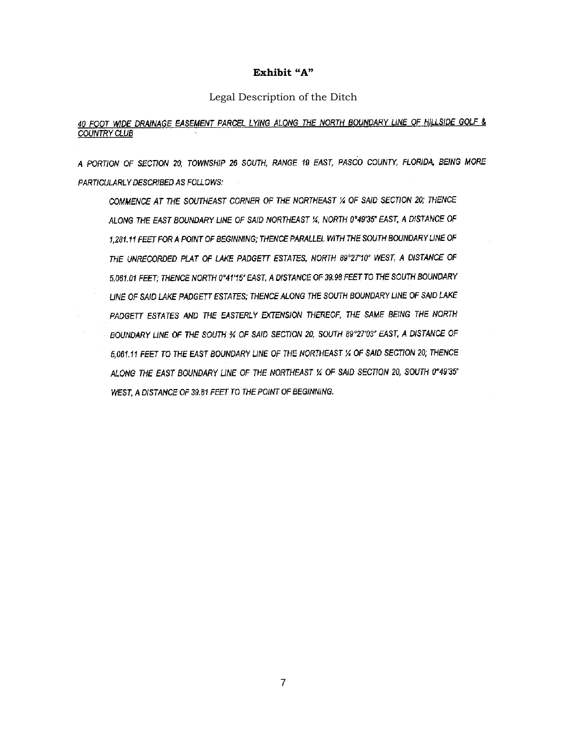# Exhibit "A"

Legal Description of the Ditch

*40 FOOT WIDE DRAINAGE EASEMENT PARCEL LYING ALONG THE NORTH BOUNDARY LINE OF HILLSIDE GOLF & COUNTRY CLUB*

*A PORTION OF SECTION 20, TOWNSHIP 26 SOUTH, RANGE 19 EAST, PASCO COUNTY, FLORIDA, BEING MORE PARTICULARLY DESCRIBED AS FOLLOWS:*

*COMMENCE AT THE SOUTHEAST CORNER OF THE NORTHEAST ¼ OF SAID SECTION 20; THENCE ALONG THE EAST BOUNDARY LINE OF SAID NORTHEAST ¼, NORTH 0°49'35" EAST, A DISTANCE OF 1,281.11 FEET FOR A POINT OF BEGINNING; THENCE PARALLEL WITH THE SOUTH BOUNDARY LINE OF THE UNRECORDED PLAT OF LAKE PADGETT ESTATES, NORTH 89°27'10" WEST, A DISTANCE OF 5,061.01 FEET; THENCE NORTH 0°41'15" EAST, A DISTANCE OF 39.98 FEET TO THE SOUTH BOUNDARY LINE OF SAID LAKE PADGETT ESTATES; THENCE ALONG THE SOUTH BOUNDARY LINE OF SAID LAKE PADGETT ESTATES AND THE EASTERLY EXTENSION THEREOF, THE SAME BEING THE NORTH BOUNDARY LINE OF THE SOUTH ¾ OF SAID SECTION 20, SOUTH 89°27'03" EAST, A DISTANCE OF 5,061.11 FEET TO THE EAST BOUNDARY LINE OF THE NORTHEAST ¼ OF SAID SECTION 20; THENCE ALONG THE EAST BOUNDARY LINE OF THE NORTHEAST ¼ OF SAID SECTION 20, SOUTH 0°49'35" WEST, A DISTANCE OF 39.81 FEET TO THE POINT OF BEGINNING.*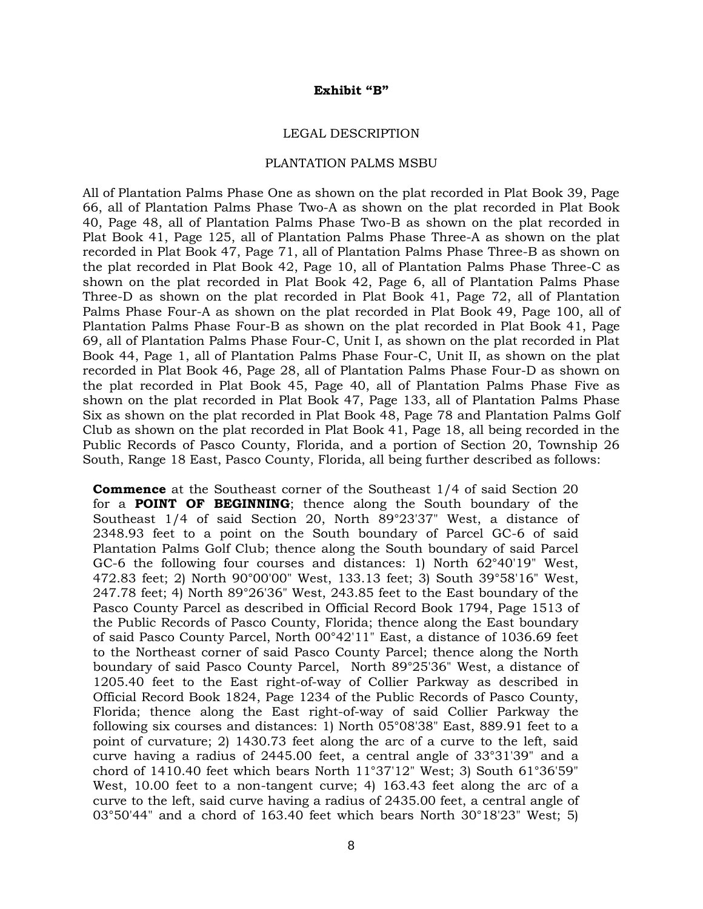**Exhibit "B"**

LEGAL DESCRIPTION

PLANTATION PALMS MSBU

All of Plantation Palms Phase One as shown on the plat recorded in Plat Book 39, Page 66, all of Plantation Palms Phase Two-A as shown on the plat recorded in Plat Book 40, Page 48, all of Plantation Palms Phase Two-B as shown on the plat recorded in Plat Book 41, Page 125, all of Plantation Palms Phase Three-A as shown on the plat recorded in Plat Book 47, Page 71, all of Plantation Palms Phase Three-B as shown on the plat recorded in Plat Book 42, Page 10, all of Plantation Palms Phase Three-C as shown on the plat recorded in Plat Book 42, Page 6, all of Plantation Palms Phase Three-D as shown on the plat recorded in Plat Book 41, Page 72, all of Plantation Palms Phase Four-A as shown on the plat recorded in Plat Book 49, Page 100, all of Plantation Palms Phase Four-B as shown on the plat recorded in Plat Book 41, Page 69, all of Plantation Palms Phase Four-C, Unit I, as shown on the plat recorded in Plat Book 44, Page 1, all of Plantation Palms Phase Four-C, Unit II, as shown on the plat recorded in Plat Book 46, Page 28, all of Plantation Palms Phase Four-D as shown on the plat recorded in Plat Book 45, Page 40, all of Plantation Palms Phase Five as shown on the plat recorded in Plat Book 47, Page 133, all of Plantation Palms Phase Six as shown on the plat recorded in Plat Book 48, Page 78 and Plantation Palms Golf Club as shown on the plat recorded in Plat Book 41, Page 18, all being recorded in the Public Records of Pasco County, Florida, and a portion of Section 20, Township 26 South, Range 18 East, Pasco County, Florida, all being further described as follows:

**Commence** at the Southeast corner of the Southeast 1/4 of said Section 20 for a **POINT OF BEGINNING**; thence along the South boundary of the Southeast 1/4 of said Section 20, North 89°23'37" West, a distance of 2348.93 feet to a point on the South boundary of Parcel GC-6 of said Plantation Palms Golf Club; thence along the South boundary of said Parcel GC-6 the following four courses and distances: 1) North 62°40'19" West, 472.83 feet; 2) North 90°00'00" West, 133.13 feet; 3) South 39°58'16" West, 247.78 feet; 4) North 89°26'36" West, 243.85 feet to the East boundary of the Pasco County Parcel as described in Official Record Book 1794, Page 1513 of the Public Records of Pasco County, Florida; thence along the East boundary of said Pasco County Parcel, North 00°42'11" East, a distance of 1036.69 feet to the Northeast corner of said Pasco County Parcel; thence along the North boundary of said Pasco County Parcel, North 89°25'36" West, a distance of 1205.40 feet to the East right-of-way of Collier Parkway as described in Official Record Book 1824, Page 1234 of the Public Records of Pasco County, Florida; thence along the East right-of-way of said Collier Parkway the following six courses and distances: 1) North 05°08'38" East, 889.91 feet to a point of curvature; 2) 1430.73 feet along the arc of a curve to the left, said curve having a radius of 2445.00 feet, a central angle of 33°31'39" and a chord of 1410.40 feet which bears North 11°37'12" West; 3) South 61°36'59" West, 10.00 feet to a non-tangent curve; 4) 163.43 feet along the arc of a curve to the left, said curve having a radius of 2435.00 feet, a central angle of 03°50'44" and a chord of 163.40 feet which bears North 30°18'23" West; 5)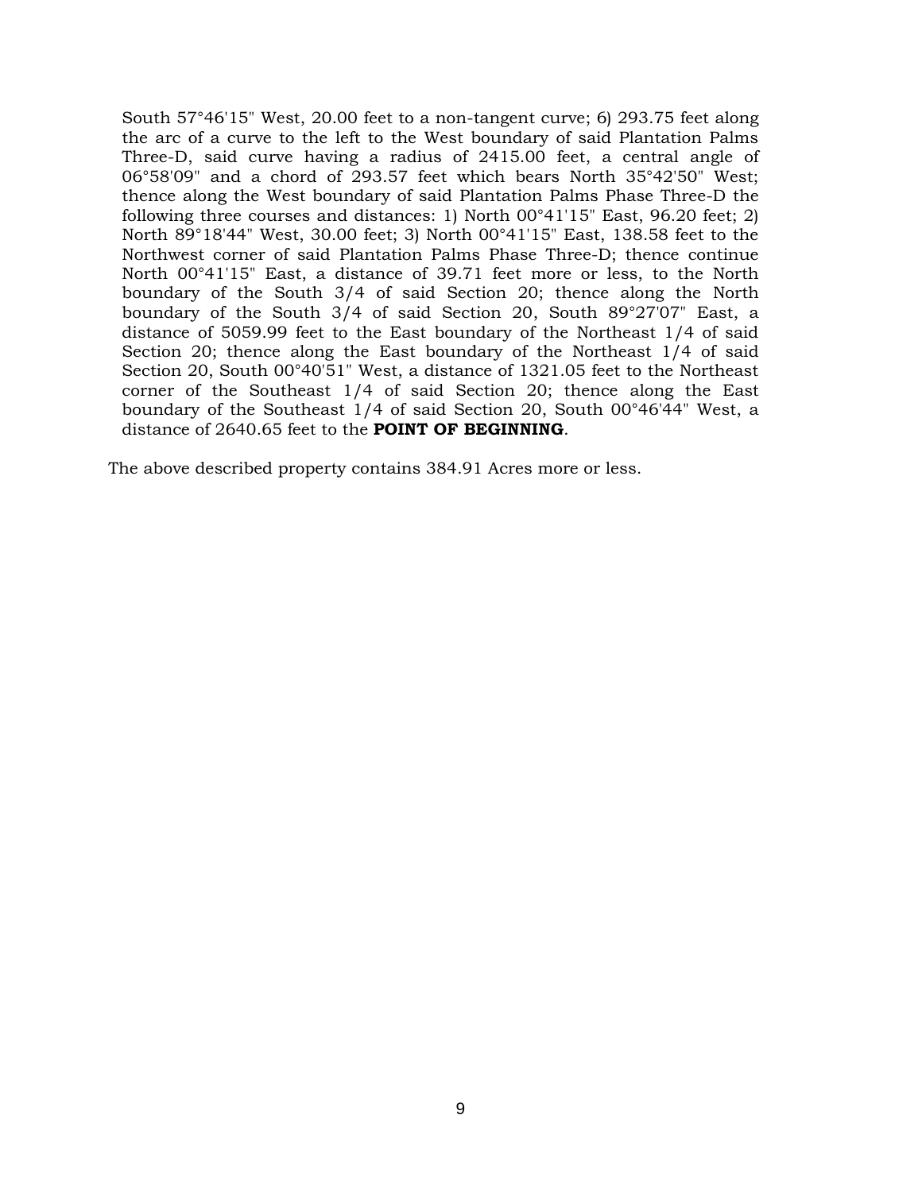South 57°46'15" West, 20.00 feet to a non-tangent curve; 6) 293.75 feet along the arc of a curve to the left to the West boundary of said Plantation Palms Three-D, said curve having a radius of 2415.00 feet, a central angle of 06°58'09" and a chord of 293.57 feet which bears North 35°42'50" West; thence along the West boundary of said Plantation Palms Phase Three-D the following three courses and distances: 1) North 00°41'15" East, 96.20 feet; 2) North 89°18'44" West, 30.00 feet; 3) North 00°41'15" East, 138.58 feet to the Northwest corner of said Plantation Palms Phase Three-D; thence continue North 00°41'15" East, a distance of 39.71 feet more or less, to the North boundary of the South 3/4 of said Section 20; thence along the North boundary of the South 3/4 of said Section 20, South 89°27'07" East, a distance of 5059.99 feet to the East boundary of the Northeast 1/4 of said Section 20; thence along the East boundary of the Northeast 1/4 of said Section 20, South 00°40'51" West, a distance of 1321.05 feet to the Northeast corner of the Southeast 1/4 of said Section 20; thence along the East boundary of the Southeast 1/4 of said Section 20, South 00°46'44" West, a distance of 2640.65 feet to the **POINT OF BEGINNING**.

The above described property contains 384.91 Acres more or less.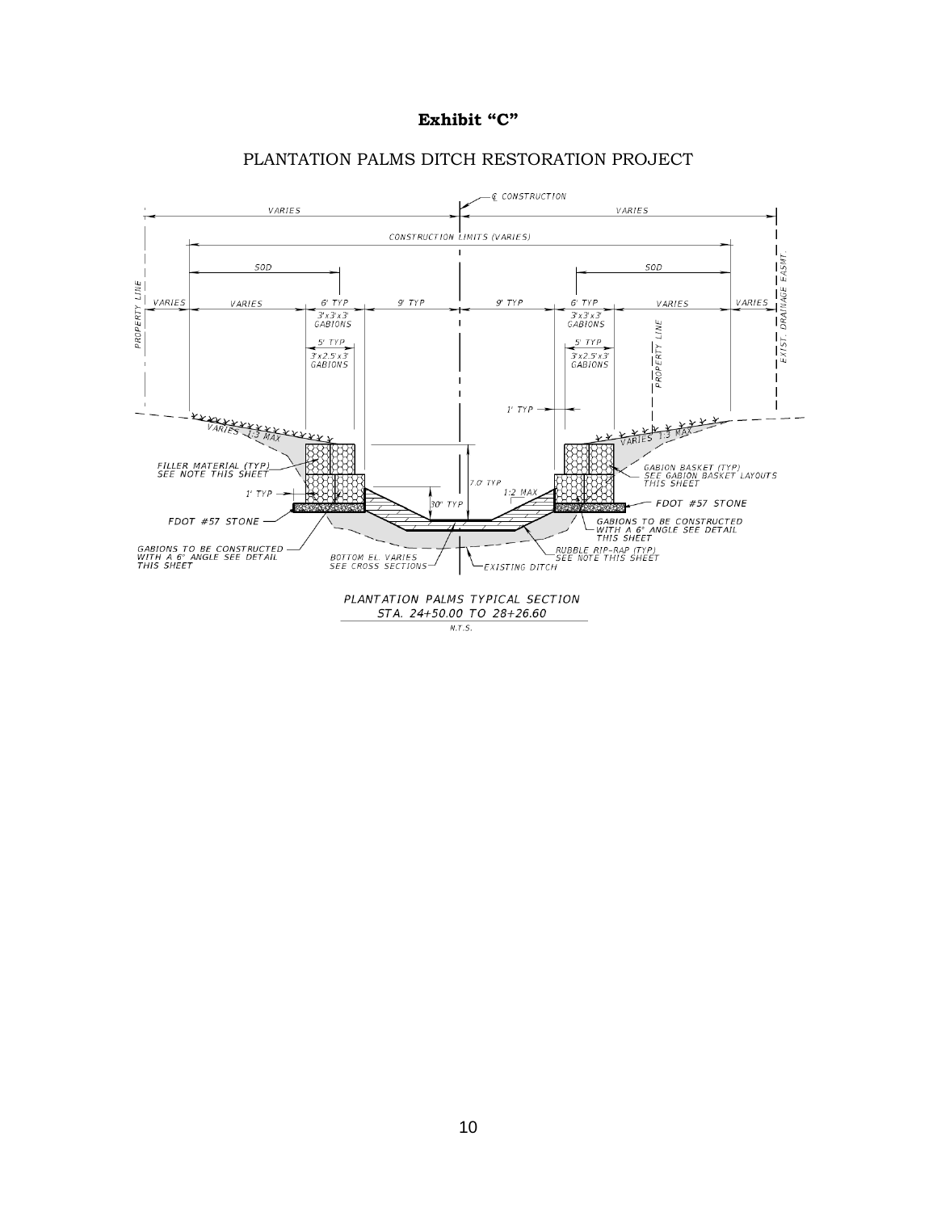**Exhibit "C"**

PLANTATION PALMS DITCH RESTORATION PROJECT

℄ CONSTRUCTION

VARIES

VARIES

CONSTRUCTION LIMITS (VARIES)

50D

50D

PROPERTY LINE

VARIES

VARIES

6' TYP

3'x3'x3' GABIONS

9' TYP

9' TYP

6' TYP

3'x3'x3' GABIONS

VARIES

VARIES

EXIST. DRAINAGE EASMT.

5' TYP

3'x2.5'x3' GABIONS

5' TYP

3'x2.5'x3' GABIONS

PROPERTY LINE

1' TYP

VARIES 1:3 MAX

VARIES 1:3 MAX

FILLER MATERIAL (TYP) SEE NOTE THIS SHEET

1' TYP

7.0' TYP

30" TYP

1:2 MAX

GABION BASKET (TYP) SEE GABION BASKET LAYOUTS THIS SHEET

FDOT #57 STONE

FDOT #57 STONE

GABIONS TO BE CONSTRUCTED WITH A 6° ANGLE SEE DETAIL THIS SHEET

GABIONS TO BE CONSTRUCTED WITH A 6° ANGLE SEE DETAIL THIS SHEET

BOTTOM EL. VARIES SEE CROSS SECTIONS

EXISTING DITCH

RUBBLE RIP-RAP (TYP) SEE NOTE THIS SHEET

PLANTATION PALMS TYPICAL SECTION

STA. 24+50.00 TO 28+26.60

N.T.S.